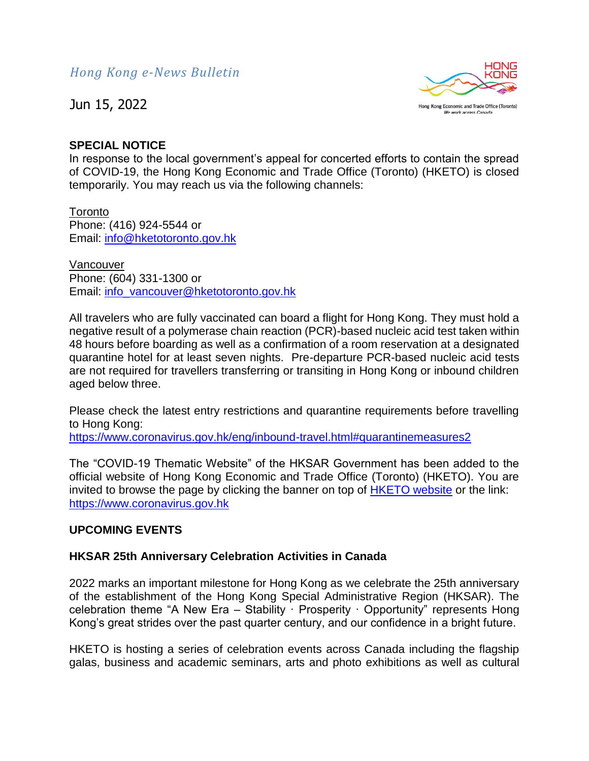*Hong Kong e-News Bulletin*

Jun 15, 2022

HONG KONG
Hong Kong Economic and Trade Office (Toronto)
We work across Canada

**SPECIAL NOTICE**
In response to the local government's appeal for concerted efforts to contain the spread of COVID-19, the Hong Kong Economic and Trade Office (Toronto) (HKETO) is closed temporarily. You may reach us via the following channels:

Toronto
Phone: (416) 924-5544 or
Email: info@hketotoronto.gov.hk

Vancouver
Phone: (604) 331-1300 or
Email: info_vancouver@hketotoronto.gov.hk

All travelers who are fully vaccinated can board a flight for Hong Kong. They must hold a negative result of a polymerase chain reaction (PCR)-based nucleic acid test taken within 48 hours before boarding as well as a confirmation of a room reservation at a designated quarantine hotel for at least seven nights. Pre-departure PCR-based nucleic acid tests are not required for travellers transferring or transiting in Hong Kong or inbound children aged below three.

Please check the latest entry restrictions and quarantine requirements before travelling to Hong Kong:
https://www.coronavirus.gov.hk/eng/inbound-travel.html#quarantinemeasures2

The "COVID-19 Thematic Website" of the HKSAR Government has been added to the official website of Hong Kong Economic and Trade Office (Toronto) (HKETO). You are invited to browse the page by clicking the banner on top of HKETO website or the link: https://www.coronavirus.gov.hk

**UPCOMING EVENTS**

**HKSAR 25th Anniversary Celebration Activities in Canada**

2022 marks an important milestone for Hong Kong as we celebrate the 25th anniversary of the establishment of the Hong Kong Special Administrative Region (HKSAR). The celebration theme "A New Era – Stability · Prosperity · Opportunity" represents Hong Kong's great strides over the past quarter century, and our confidence in a bright future.

HKETO is hosting a series of celebration events across Canada including the flagship galas, business and academic seminars, arts and photo exhibitions as well as cultural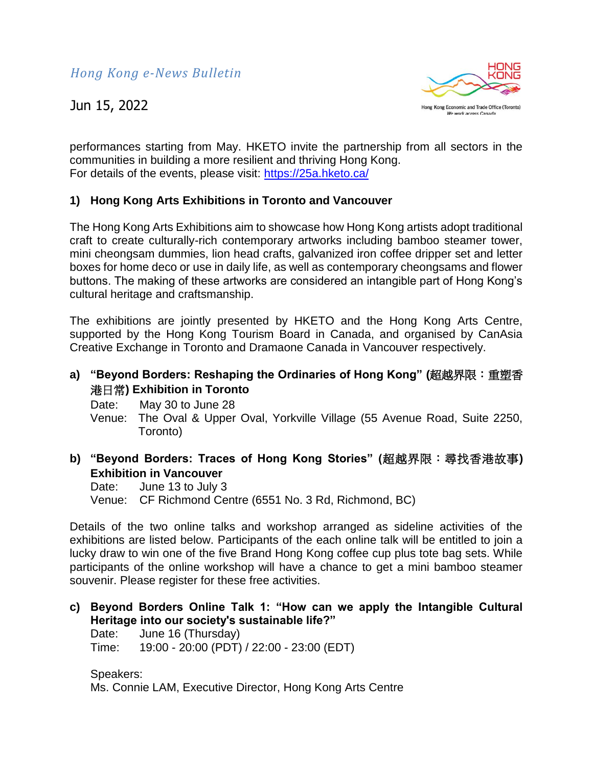performances starting from May. HKETO invite the partnership from all sectors in the communities in building a more resilient and thriving Hong Kong.
For details of the events, please visit: https://25a.hketo.ca/

### 1) Hong Kong Arts Exhibitions in Toronto and Vancouver

The Hong Kong Arts Exhibitions aim to showcase how Hong Kong artists adopt traditional craft to create culturally-rich contemporary artworks including bamboo steamer tower, mini cheongsam dummies, lion head crafts, galvanized iron coffee dripper set and letter boxes for home deco or use in daily life, as well as contemporary cheongsams and flower buttons. The making of these artworks are considered an intangible part of Hong Kong's cultural heritage and craftsmanship.

The exhibitions are jointly presented by HKETO and the Hong Kong Arts Centre, supported by the Hong Kong Tourism Board in Canada, and organised by CanAsia Creative Exchange in Toronto and Dramaone Canada in Vancouver respectively.

**a) "Beyond Borders: Reshaping the Ordinaries of Hong Kong" (超越界限：重塑香港日常) Exhibition in Toronto**

Date: May 30 to June 28
Venue: The Oval & Upper Oval, Yorkville Village (55 Avenue Road, Suite 2250, Toronto)

**b) "Beyond Borders: Traces of Hong Kong Stories" (超越界限：尋找香港故事) Exhibition in Vancouver**

Date: June 13 to July 3
Venue: CF Richmond Centre (6551 No. 3 Rd, Richmond, BC)

Details of the two online talks and workshop arranged as sideline activities of the exhibitions are listed below. Participants of the each online talk will be entitled to join a lucky draw to win one of the five Brand Hong Kong coffee cup plus tote bag sets. While participants of the online workshop will have a chance to get a mini bamboo steamer souvenir. Please register for these free activities.

**c) Beyond Borders Online Talk 1: "How can we apply the Intangible Cultural Heritage into our society's sustainable life?"**

Date: June 16 (Thursday)
Time: 19:00 - 20:00 (PDT) / 22:00 - 23:00 (EDT)

Speakers:
Ms. Connie LAM, Executive Director, Hong Kong Arts Centre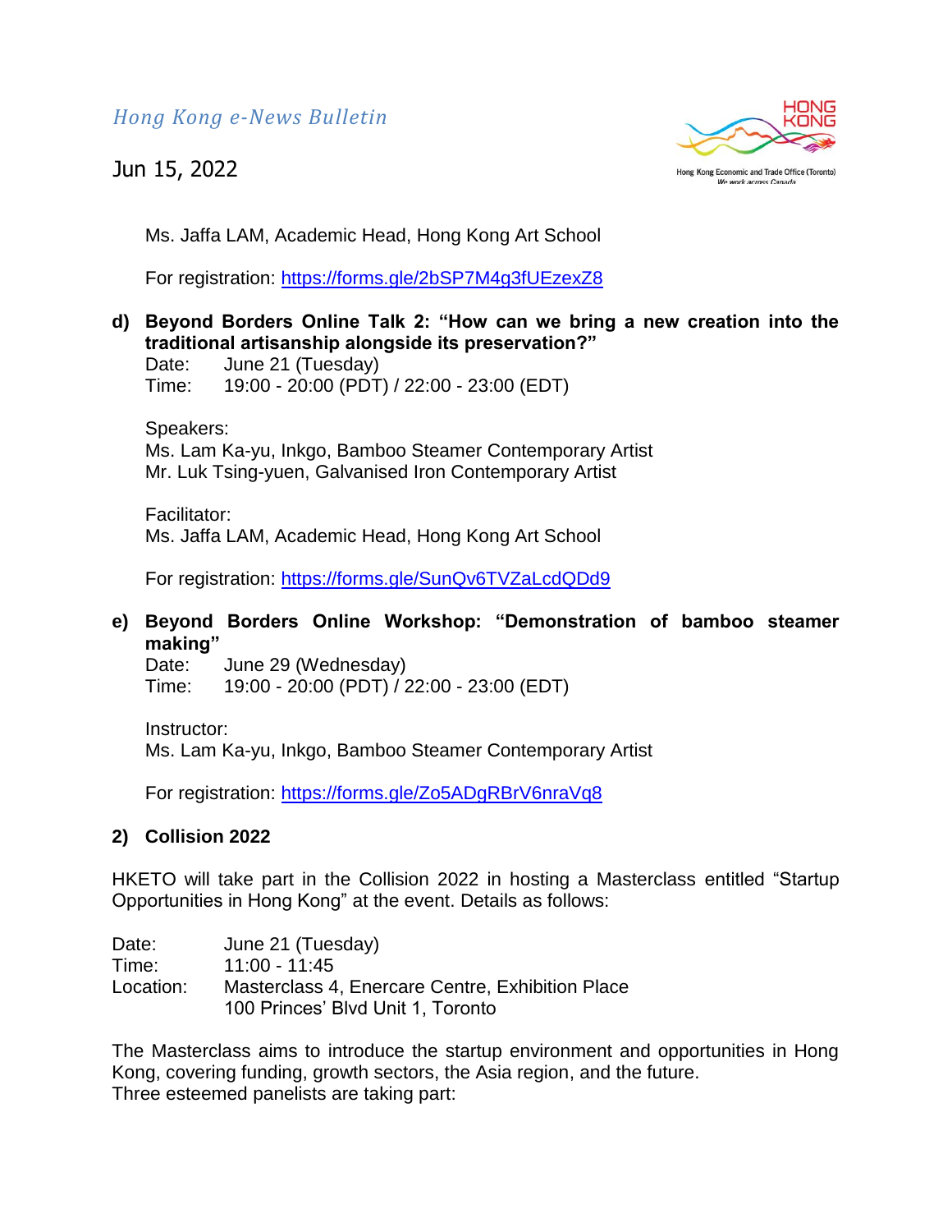Ms. Jaffa LAM, Academic Head, Hong Kong Art School

For registration: https://forms.gle/2bSP7M4g3fUEzexZ8

**d) Beyond Borders Online Talk 2: "How can we bring a new creation into the traditional artisanship alongside its preservation?"**

Date: June 21 (Tuesday)
Time: 19:00 - 20:00 (PDT) / 22:00 - 23:00 (EDT)

Speakers:
Ms. Lam Ka-yu, Inkgo, Bamboo Steamer Contemporary Artist
Mr. Luk Tsing-yuen, Galvanised Iron Contemporary Artist

Facilitator:
Ms. Jaffa LAM, Academic Head, Hong Kong Art School

For registration: https://forms.gle/SunQv6TVZaLcdQDd9

**e) Beyond Borders Online Workshop: "Demonstration of bamboo steamer making"**

Date: June 29 (Wednesday)
Time: 19:00 - 20:00 (PDT) / 22:00 - 23:00 (EDT)

Instructor:
Ms. Lam Ka-yu, Inkgo, Bamboo Steamer Contemporary Artist

For registration: https://forms.gle/Zo5ADgRBrV6nraVq8

**2) Collision 2022**

HKETO will take part in the Collision 2022 in hosting a Masterclass entitled "Startup Opportunities in Hong Kong" at the event. Details as follows:

Date: June 21 (Tuesday)
Time: 11:00 - 11:45
Location: Masterclass 4, Enercare Centre, Exhibition Place
100 Princes' Blvd Unit 1, Toronto

The Masterclass aims to introduce the startup environment and opportunities in Hong Kong, covering funding, growth sectors, the Asia region, and the future.
Three esteemed panelists are taking part: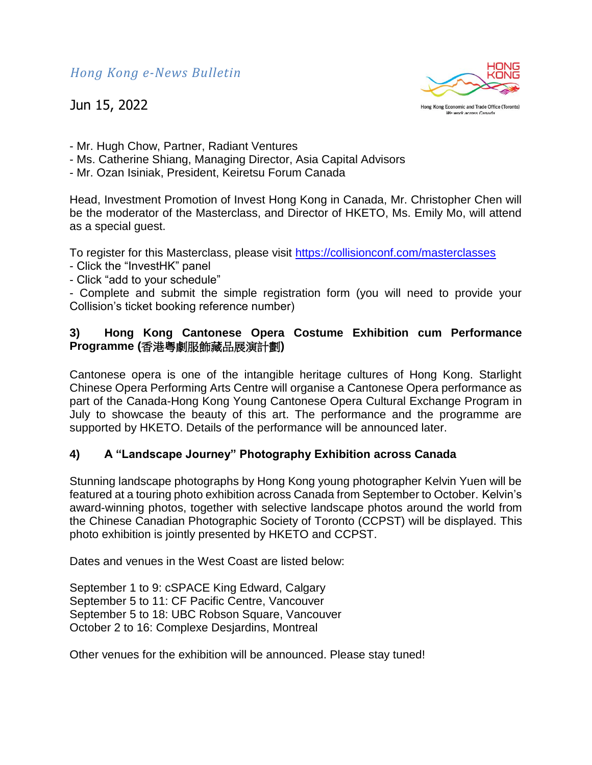- Mr. Hugh Chow, Partner, Radiant Ventures
- Ms. Catherine Shiang, Managing Director, Asia Capital Advisors
- Mr. Ozan Isiniak, President, Keiretsu Forum Canada

Head, Investment Promotion of Invest Hong Kong in Canada, Mr. Christopher Chen will be the moderator of the Masterclass, and Director of HKETO, Ms. Emily Mo, will attend as a special guest.

To register for this Masterclass, please visit https://collisionconf.com/masterclasses
- Click the "InvestHK" panel
- Click "add to your schedule"
- Complete and submit the simple registration form (you will need to provide your Collision's ticket booking reference number)

### 3) Hong Kong Cantonese Opera Costume Exhibition cum Performance Programme (香港粵劇服飾藏品展演計劃)

Cantonese opera is one of the intangible heritage cultures of Hong Kong. Starlight Chinese Opera Performing Arts Centre will organise a Cantonese Opera performance as part of the Canada-Hong Kong Young Cantonese Opera Cultural Exchange Program in July to showcase the beauty of this art. The performance and the programme are supported by HKETO. Details of the performance will be announced later.

### 4) A "Landscape Journey" Photography Exhibition across Canada

Stunning landscape photographs by Hong Kong young photographer Kelvin Yuen will be featured at a touring photo exhibition across Canada from September to October. Kelvin's award-winning photos, together with selective landscape photos around the world from the Chinese Canadian Photographic Society of Toronto (CCPST) will be displayed. This photo exhibition is jointly presented by HKETO and CCPST.

Dates and venues in the West Coast are listed below:

September 1 to 9: cSPACE King Edward, Calgary
September 5 to 11: CF Pacific Centre, Vancouver
September 5 to 18: UBC Robson Square, Vancouver
October 2 to 16: Complexe Desjardins, Montreal

Other venues for the exhibition will be announced. Please stay tuned!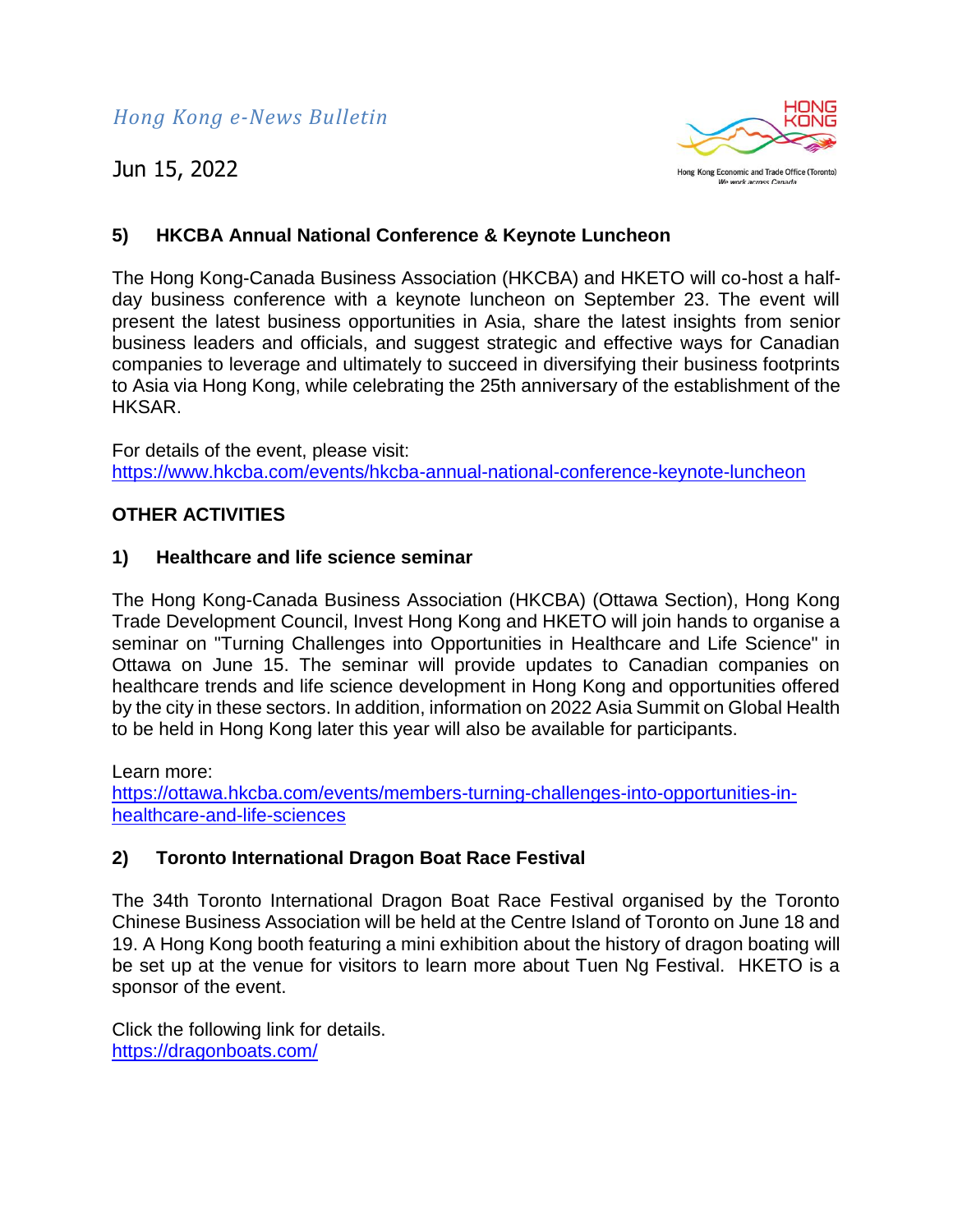### 5) HKCBA Annual National Conference & Keynote Luncheon

The Hong Kong-Canada Business Association (HKCBA) and HKETO will co-host a half-day business conference with a keynote luncheon on September 23. The event will present the latest business opportunities in Asia, share the latest insights from senior business leaders and officials, and suggest strategic and effective ways for Canadian companies to leverage and ultimately to succeed in diversifying their business footprints to Asia via Hong Kong, while celebrating the 25th anniversary of the establishment of the HKSAR.

For details of the event, please visit:
https://www.hkcba.com/events/hkcba-annual-national-conference-keynote-luncheon

## OTHER ACTIVITIES

### 1) Healthcare and life science seminar

The Hong Kong-Canada Business Association (HKCBA) (Ottawa Section), Hong Kong Trade Development Council, Invest Hong Kong and HKETO will join hands to organise a seminar on "Turning Challenges into Opportunities in Healthcare and Life Science" in Ottawa on June 15. The seminar will provide updates to Canadian companies on healthcare trends and life science development in Hong Kong and opportunities offered by the city in these sectors. In addition, information on 2022 Asia Summit on Global Health to be held in Hong Kong later this year will also be available for participants.

Learn more:
https://ottawa.hkcba.com/events/members-turning-challenges-into-opportunities-in-healthcare-and-life-sciences

### 2) Toronto International Dragon Boat Race Festival

The 34th Toronto International Dragon Boat Race Festival organised by the Toronto Chinese Business Association will be held at the Centre Island of Toronto on June 18 and 19. A Hong Kong booth featuring a mini exhibition about the history of dragon boating will be set up at the venue for visitors to learn more about Tuen Ng Festival. HKETO is a sponsor of the event.

Click the following link for details.
https://dragonboats.com/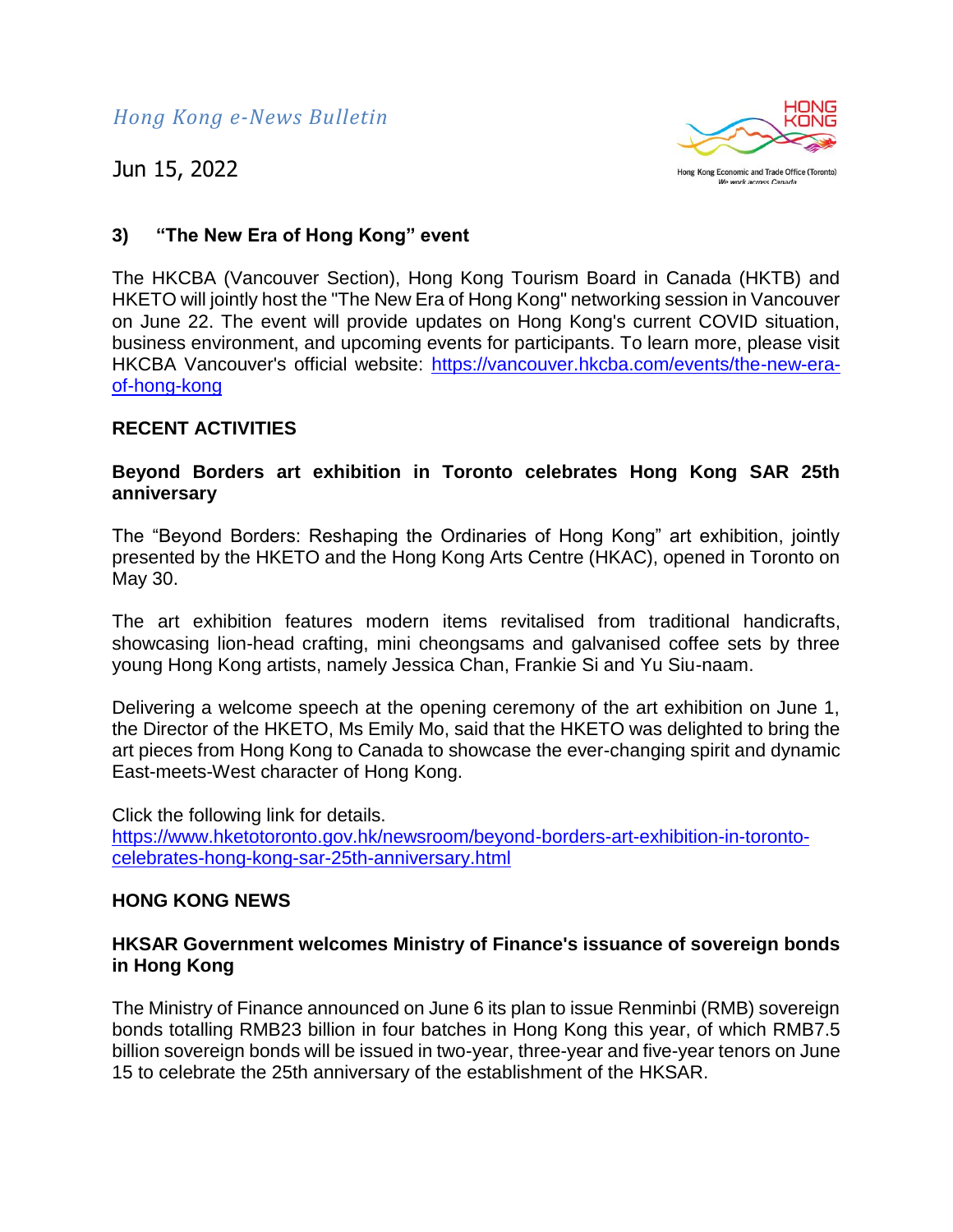*Hong Kong e-News Bulletin*

Jun 15, 2022

### 3) "The New Era of Hong Kong" event

The HKCBA (Vancouver Section), Hong Kong Tourism Board in Canada (HKTB) and HKETO will jointly host the "The New Era of Hong Kong" networking session in Vancouver on June 22. The event will provide updates on Hong Kong's current COVID situation, business environment, and upcoming events for participants. To learn more, please visit HKCBA Vancouver's official website: https://vancouver.hkcba.com/events/the-new-era-of-hong-kong

## RECENT ACTIVITIES

### Beyond Borders art exhibition in Toronto celebrates Hong Kong SAR 25th anniversary

The "Beyond Borders: Reshaping the Ordinaries of Hong Kong" art exhibition, jointly presented by the HKETO and the Hong Kong Arts Centre (HKAC), opened in Toronto on May 30.

The art exhibition features modern items revitalised from traditional handicrafts, showcasing lion-head crafting, mini cheongsams and galvanised coffee sets by three young Hong Kong artists, namely Jessica Chan, Frankie Si and Yu Siu-naam.

Delivering a welcome speech at the opening ceremony of the art exhibition on June 1, the Director of the HKETO, Ms Emily Mo, said that the HKETO was delighted to bring the art pieces from Hong Kong to Canada to showcase the ever-changing spirit and dynamic East-meets-West character of Hong Kong.

Click the following link for details.
https://www.hketotoronto.gov.hk/newsroom/beyond-borders-art-exhibition-in-toronto-celebrates-hong-kong-sar-25th-anniversary.html

## HONG KONG NEWS

### HKSAR Government welcomes Ministry of Finance's issuance of sovereign bonds in Hong Kong

The Ministry of Finance announced on June 6 its plan to issue Renminbi (RMB) sovereign bonds totalling RMB23 billion in four batches in Hong Kong this year, of which RMB7.5 billion sovereign bonds will be issued in two-year, three-year and five-year tenors on June 15 to celebrate the 25th anniversary of the establishment of the HKSAR.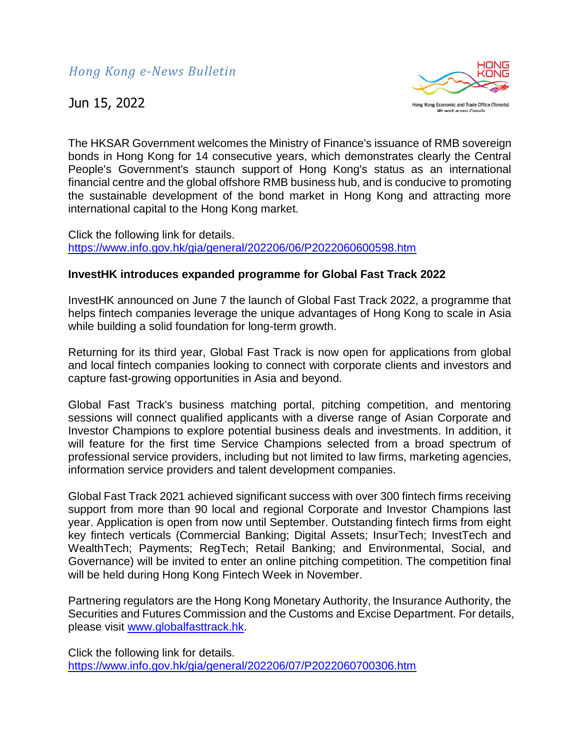*Hong Kong e-News Bulletin*

Jun 15, 2022

The HKSAR Government welcomes the Ministry of Finance's issuance of RMB sovereign bonds in Hong Kong for 14 consecutive years, which demonstrates clearly the Central People's Government's staunch support of Hong Kong's status as an international financial centre and the global offshore RMB business hub, and is conducive to promoting the sustainable development of the bond market in Hong Kong and attracting more international capital to the Hong Kong market.

Click the following link for details.
https://www.info.gov.hk/gia/general/202206/06/P2022060600598.htm

**InvestHK introduces expanded programme for Global Fast Track 2022**

InvestHK announced on June 7 the launch of Global Fast Track 2022, a programme that helps fintech companies leverage the unique advantages of Hong Kong to scale in Asia while building a solid foundation for long-term growth.

Returning for its third year, Global Fast Track is now open for applications from global and local fintech companies looking to connect with corporate clients and investors and capture fast-growing opportunities in Asia and beyond.

Global Fast Track's business matching portal, pitching competition, and mentoring sessions will connect qualified applicants with a diverse range of Asian Corporate and Investor Champions to explore potential business deals and investments. In addition, it will feature for the first time Service Champions selected from a broad spectrum of professional service providers, including but not limited to law firms, marketing agencies, information service providers and talent development companies.

Global Fast Track 2021 achieved significant success with over 300 fintech firms receiving support from more than 90 local and regional Corporate and Investor Champions last year. Application is open from now until September. Outstanding fintech firms from eight key fintech verticals (Commercial Banking; Digital Assets; InsurTech; InvestTech and WealthTech; Payments; RegTech; Retail Banking; and Environmental, Social, and Governance) will be invited to enter an online pitching competition. The competition final will be held during Hong Kong Fintech Week in November.

Partnering regulators are the Hong Kong Monetary Authority, the Insurance Authority, the Securities and Futures Commission and the Customs and Excise Department. For details, please visit www.globalfasttrack.hk.

Click the following link for details.
https://www.info.gov.hk/gia/general/202206/07/P2022060700306.htm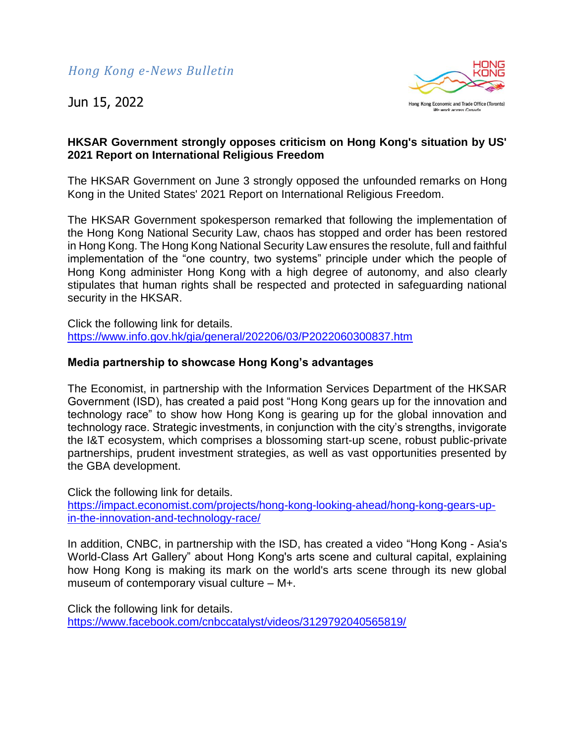*Hong Kong e-News Bulletin*

Jun 15, 2022

**HKSAR Government strongly opposes criticism on Hong Kong's situation by US' 2021 Report on International Religious Freedom**

The HKSAR Government on June 3 strongly opposed the unfounded remarks on Hong Kong in the United States' 2021 Report on International Religious Freedom.

The HKSAR Government spokesperson remarked that following the implementation of the Hong Kong National Security Law, chaos has stopped and order has been restored in Hong Kong. The Hong Kong National Security Law ensures the resolute, full and faithful implementation of the "one country, two systems" principle under which the people of Hong Kong administer Hong Kong with a high degree of autonomy, and also clearly stipulates that human rights shall be respected and protected in safeguarding national security in the HKSAR.

Click the following link for details.
https://www.info.gov.hk/gia/general/202206/03/P2022060300837.htm

**Media partnership to showcase Hong Kong's advantages**

The Economist, in partnership with the Information Services Department of the HKSAR Government (ISD), has created a paid post "Hong Kong gears up for the innovation and technology race" to show how Hong Kong is gearing up for the global innovation and technology race. Strategic investments, in conjunction with the city's strengths, invigorate the I&T ecosystem, which comprises a blossoming start-up scene, robust public-private partnerships, prudent investment strategies, as well as vast opportunities presented by the GBA development.

Click the following link for details.
https://impact.economist.com/projects/hong-kong-looking-ahead/hong-kong-gears-up-in-the-innovation-and-technology-race/

In addition, CNBC, in partnership with the ISD, has created a video "Hong Kong - Asia's World-Class Art Gallery" about Hong Kong's arts scene and cultural capital, explaining how Hong Kong is making its mark on the world's arts scene through its new global museum of contemporary visual culture – M+.

Click the following link for details.
https://www.facebook.com/cnbccatalyst/videos/3129792040565819/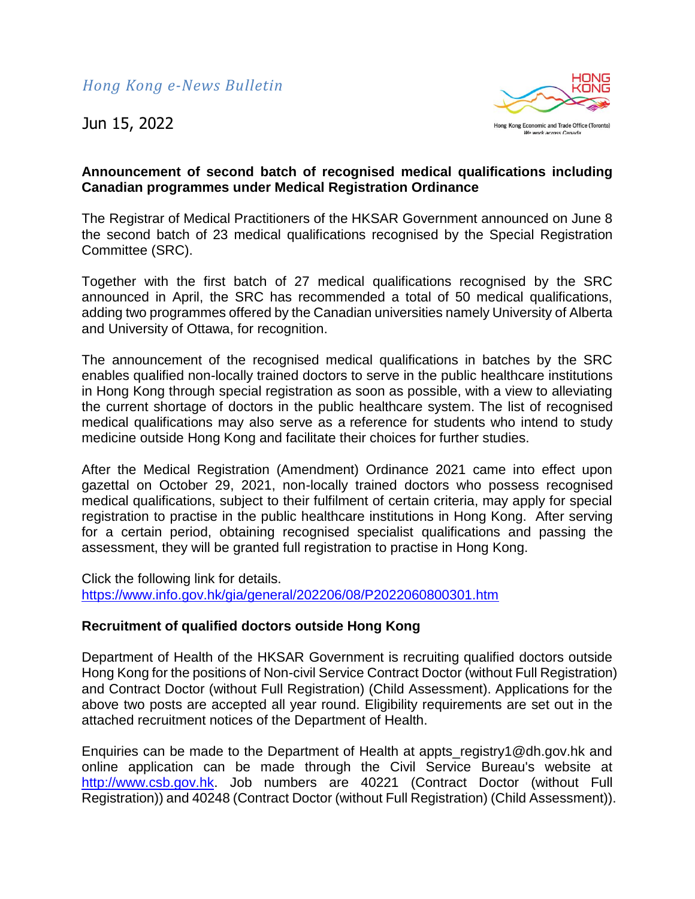*Hong Kong e-News Bulletin*

Jun 15, 2022

**Announcement of second batch of recognised medical qualifications including Canadian programmes under Medical Registration Ordinance**

The Registrar of Medical Practitioners of the HKSAR Government announced on June 8 the second batch of 23 medical qualifications recognised by the Special Registration Committee (SRC).

Together with the first batch of 27 medical qualifications recognised by the SRC announced in April, the SRC has recommended a total of 50 medical qualifications, adding two programmes offered by the Canadian universities namely University of Alberta and University of Ottawa, for recognition.

The announcement of the recognised medical qualifications in batches by the SRC enables qualified non-locally trained doctors to serve in the public healthcare institutions in Hong Kong through special registration as soon as possible, with a view to alleviating the current shortage of doctors in the public healthcare system. The list of recognised medical qualifications may also serve as a reference for students who intend to study medicine outside Hong Kong and facilitate their choices for further studies.

After the Medical Registration (Amendment) Ordinance 2021 came into effect upon gazettal on October 29, 2021, non-locally trained doctors who possess recognised medical qualifications, subject to their fulfilment of certain criteria, may apply for special registration to practise in the public healthcare institutions in Hong Kong. After serving for a certain period, obtaining recognised specialist qualifications and passing the assessment, they will be granted full registration to practise in Hong Kong.

Click the following link for details.
https://www.info.gov.hk/gia/general/202206/08/P2022060800301.htm

**Recruitment of qualified doctors outside Hong Kong**

Department of Health of the HKSAR Government is recruiting qualified doctors outside Hong Kong for the positions of Non-civil Service Contract Doctor (without Full Registration) and Contract Doctor (without Full Registration) (Child Assessment). Applications for the above two posts are accepted all year round. Eligibility requirements are set out in the attached recruitment notices of the Department of Health.

Enquiries can be made to the Department of Health at appts_registry1@dh.gov.hk and online application can be made through the Civil Service Bureau's website at http://www.csb.gov.hk. Job numbers are 40221 (Contract Doctor (without Full Registration)) and 40248 (Contract Doctor (without Full Registration) (Child Assessment)).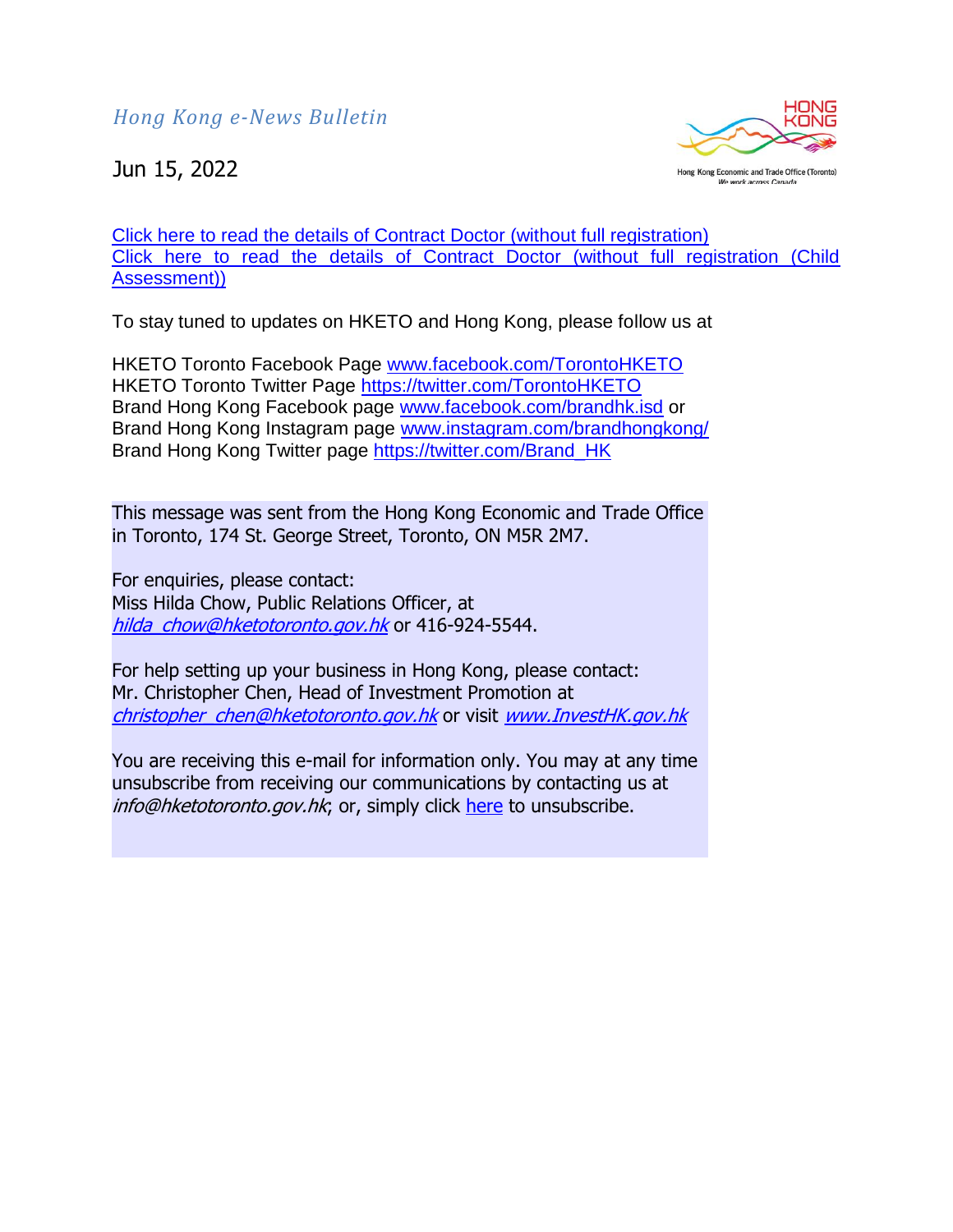*Hong Kong e-News Bulletin*

Jun 15, 2022

Hong Kong Economic and Trade Office (Toronto)
*We work across Canada*

[Click here to read the details of Contract Doctor (without full registration)](#)
[Click here to read the details of Contract Doctor (without full registration (Child Assessment))](#)

To stay tuned to updates on HKETO and Hong Kong, please follow us at

HKETO Toronto Facebook Page www.facebook.com/TorontoHKETO
HKETO Toronto Twitter Page https://twitter.com/TorontoHKETO
Brand Hong Kong Facebook page www.facebook.com/brandhk.isd or
Brand Hong Kong Instagram page www.instagram.com/brandhongkong/
Brand Hong Kong Twitter page https://twitter.com/Brand_HK

This message was sent from the Hong Kong Economic and Trade Office in Toronto, 174 St. George Street, Toronto, ON M5R 2M7.

For enquiries, please contact:
Miss Hilda Chow, Public Relations Officer, at *hilda_chow@hketotoronto.gov.hk* or 416-924-5544.

For help setting up your business in Hong Kong, please contact:
Mr. Christopher Chen, Head of Investment Promotion at *christopher_chen@hketotoronto.gov.hk* or visit *www.InvestHK.gov.hk*

You are receiving this e-mail for information only. You may at any time unsubscribe from receiving our communications by contacting us at *info@hketotoronto.gov.hk*; or, simply click here to unsubscribe.